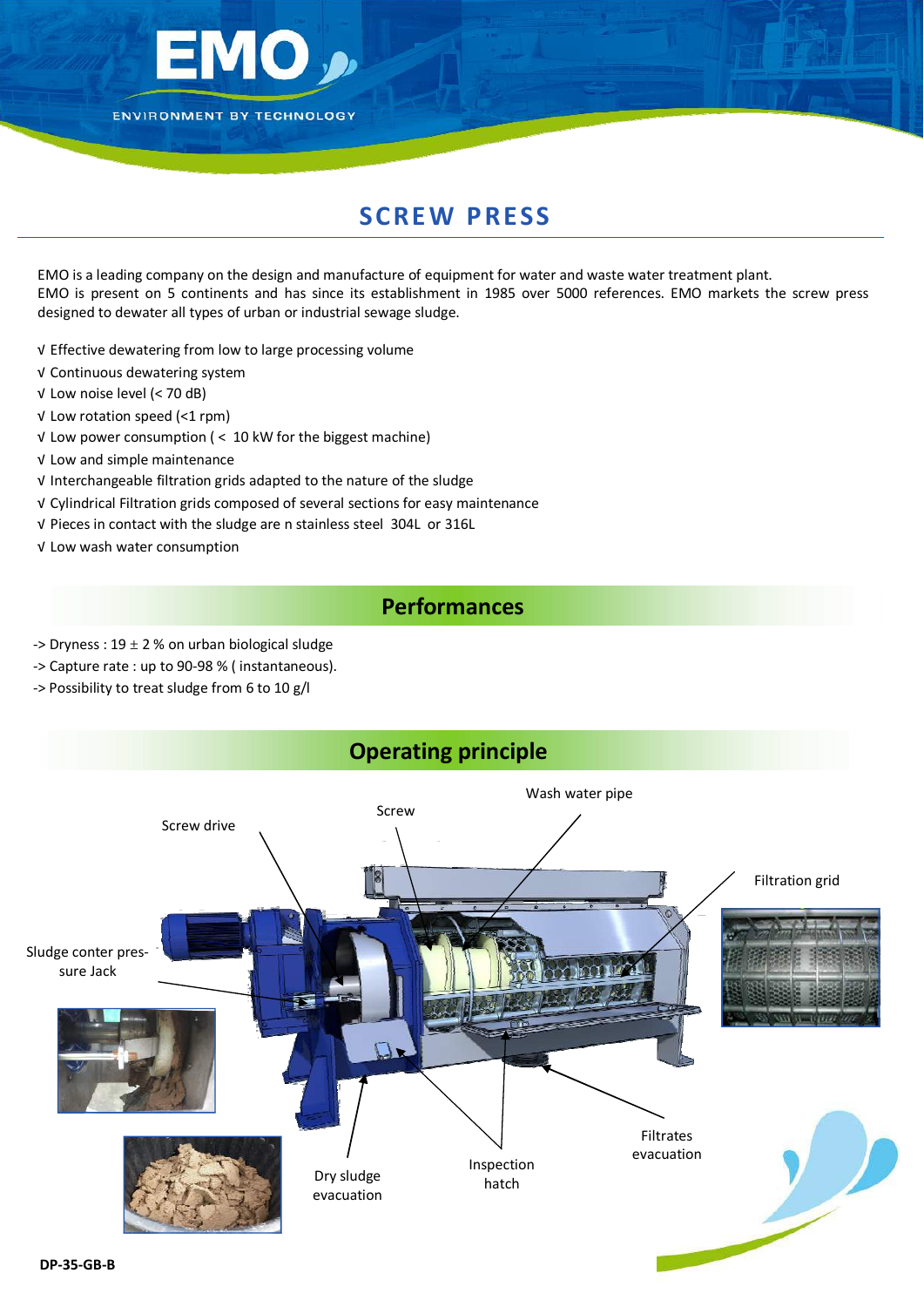EMO

ENVIRONMENT BY TECHNOLOGY

# SCREW PRESS

EMO is a leading company on the design and manufacture of equipment for water and waste water treatment plant.
EMO is present on 5 continents and has since its establishment in 1985 over 5000 references. EMO markets the screw press designed to dewater all types of urban or industrial sewage sludge.

√ Effective dewatering from low to large processing volume
√ Continuous dewatering system
√ Low noise level (< 70 dB)
√ Low rotation speed (<1 rpm)
√ Low power consumption ( < 10 kW for the biggest machine)
√ Low and simple maintenance
√ Interchangeable filtration grids adapted to the nature of the sludge
√ Cylindrical Filtration grids composed of several sections for easy maintenance
√ Pieces in contact with the sludge are n stainless steel 304L or 316L
√ Low wash water consumption

## Performances

-> Dryness : 19 ± 2 % on urban biological sludge
-> Capture rate : up to 90-98 % ( instantaneous).
-> Possibility to treat sludge from 6 to 10 g/l

## Operating principle

Screw drive
Screw
Wash water pipe
Filtration grid
Sludge conter pressure Jack
Dry sludge evacuation
Inspection hatch
Filtrates evacuation

DP-35-GB-B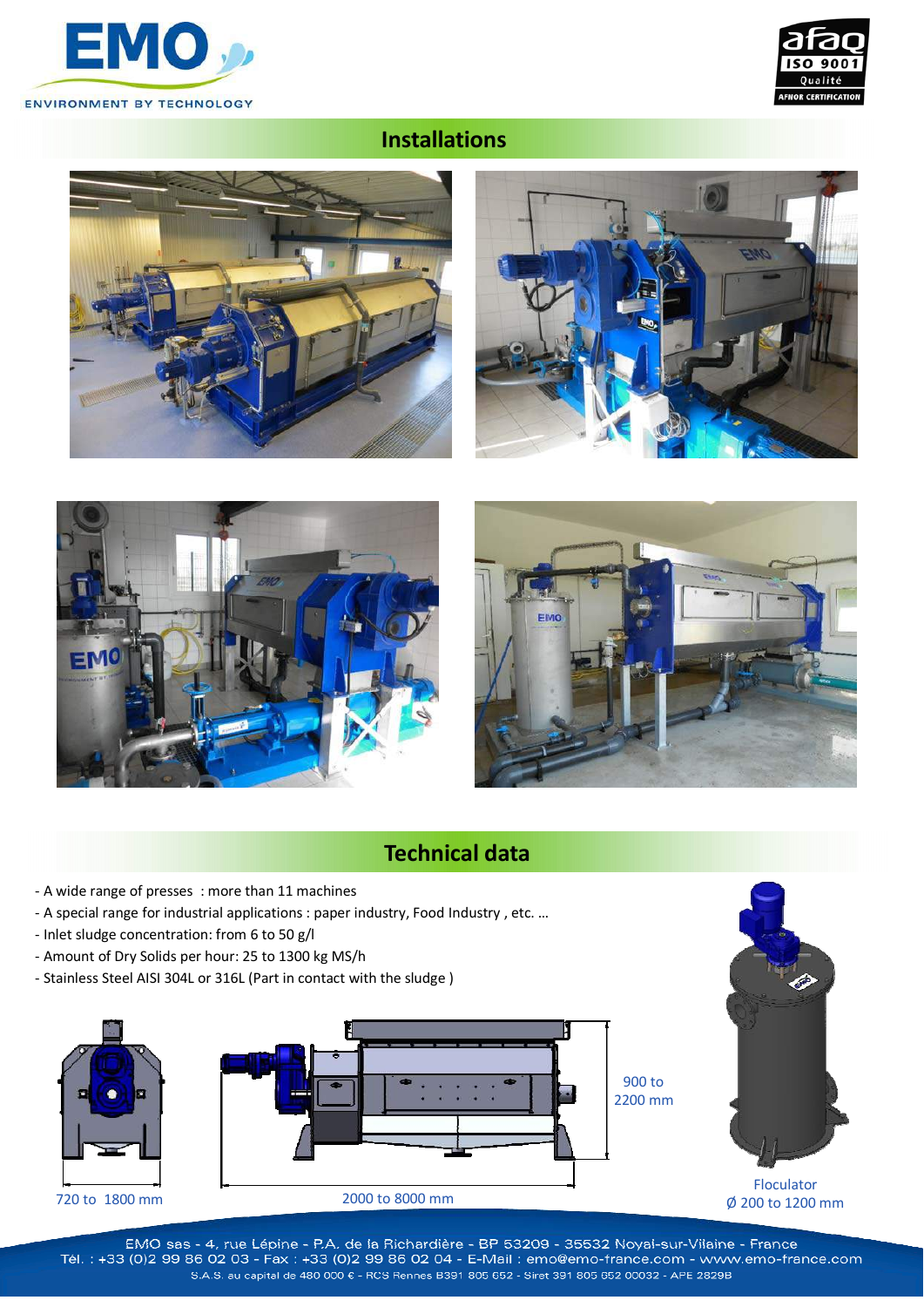## Installations

## Technical data

- A wide range of presses : more than 11 machines
- A special range for industrial applications : paper industry, Food Industry , etc. …
- Inlet sludge concentration: from 6 to 50 g/l
- Amount of Dry Solids per hour: 25 to 1300 kg MS/h
- Stainless Steel AISI 304L or 316L (Part in contact with the sludge )

720 to 1800 mm

2000 to 8000 mm

900 to 2200 mm

Floculator
Ø 200 to 1200 mm

EMO sas - 4, rue Lépine - P.A. de la Richardière - BP 53209 - 35532 Noyal-sur-Vilaine - France
Tél. : +33 (0)2 99 86 02 03 - Fax : +33 (0)2 99 86 02 04 - E-Mail : emo@emo-france.com - www.emo-france.com
S.A.S. au capital de 480 000 € - RCS Rennes B391 805 652 - Siret 391 805 652 00032 - APE 2829B